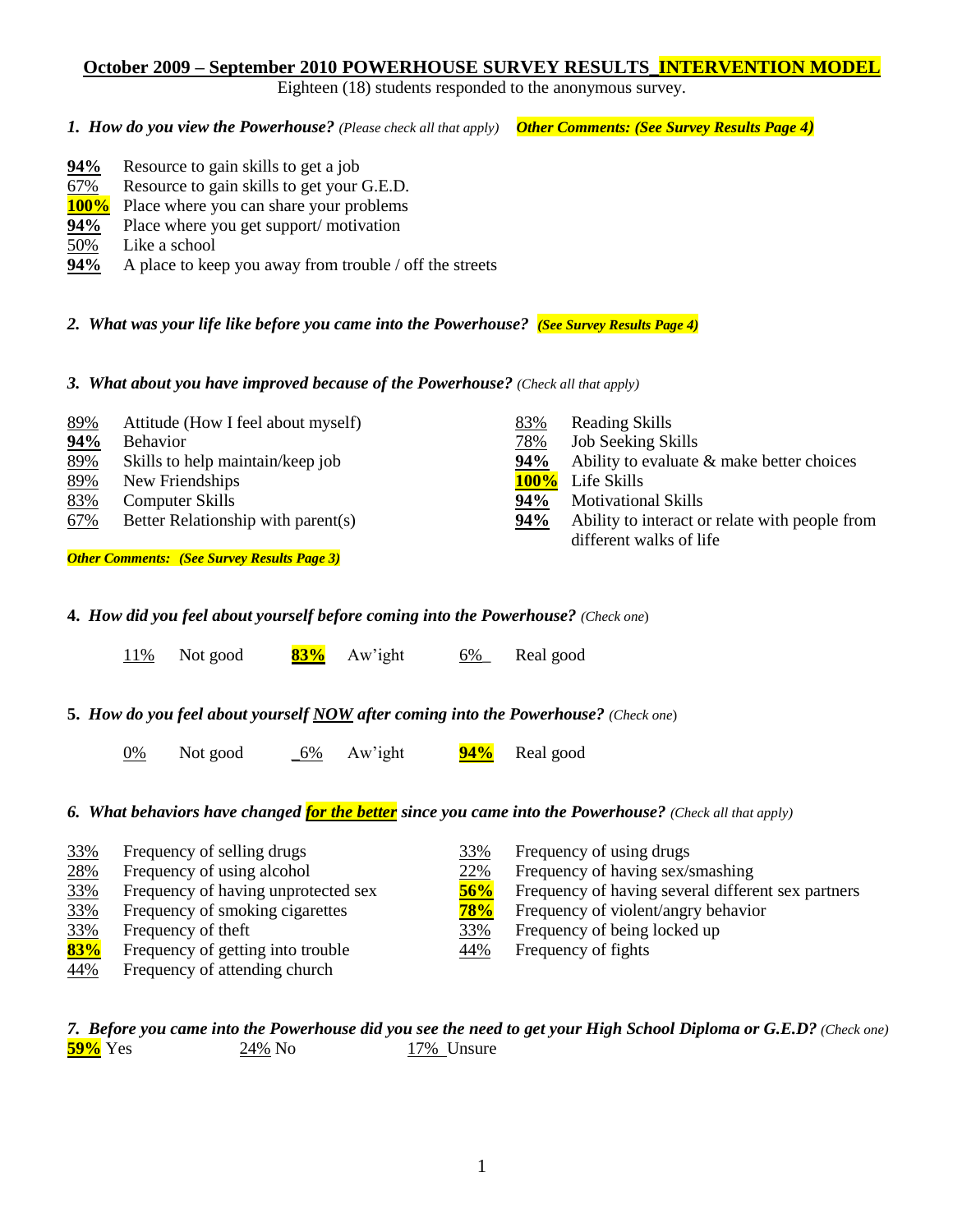# October 2009 – September 2010 POWERHOUSE SURVEY RESULTS_INTERVENTION MODEL

Eighteen (18) students responded to the anonymous survey.

**1. *How do you view the Powerhouse?*** *(Please check all that apply)* ***Other Comments: (See Survey Results Page 4)***

- **94%** Resource to gain skills to get a job
- 67% Resource to gain skills to get your G.E.D.
- **100%** Place where you can share your problems
- **94%** Place where you get support/ motivation
- 50% Like a school
- **94%** A place to keep you away from trouble / off the streets

***2. What was your life like before you came into the Powerhouse?*** ***(See Survey Results Page 4)***

***3. What about you have improved because of the Powerhouse?*** *(Check all that apply)*

- 89% Attitude (How I feel about myself)
- **94%** Behavior
- 89% Skills to help maintain/keep job
- 89% New Friendships
- 83% Computer Skills
- 67% Better Relationship with parent(s)
- 83% Reading Skills
- 78% Job Seeking Skills
- **94%** Ability to evaluate & make better choices
- **100%** Life Skills
- **94%** Motivational Skills
- **94%** Ability to interact or relate with people from different walks of life

***Other Comments: (See Survey Results Page 3)***

**4. *How did you feel about yourself before coming into the Powerhouse?*** *(Check one)*

11% Not good **83%** Aw'ight 6% Real good

**5. *How do you feel about yourself NOW after coming into the Powerhouse?*** *(Check one)*

0% Not good 6% Aw'ight **94%** Real good

***6. What behaviors have changed for the better since you came into the Powerhouse?*** *(Check all that apply)*

- 33% Frequency of selling drugs
- 28% Frequency of using alcohol
- 33% Frequency of having unprotected sex
- 33% Frequency of smoking cigarettes
- 33% Frequency of theft
- **83%** Frequency of getting into trouble
- 44% Frequency of attending church
- 33% Frequency of using drugs
- 22% Frequency of having sex/smashing
- **56%** Frequency of having several different sex partners
- **78%** Frequency of violent/angry behavior
- 33% Frequency of being locked up
- 44% Frequency of fights

***7. Before you came into the Powerhouse did you see the need to get your High School Diploma or G.E.D?*** *(Check one)*

**59%** Yes 24% No 17% Unsure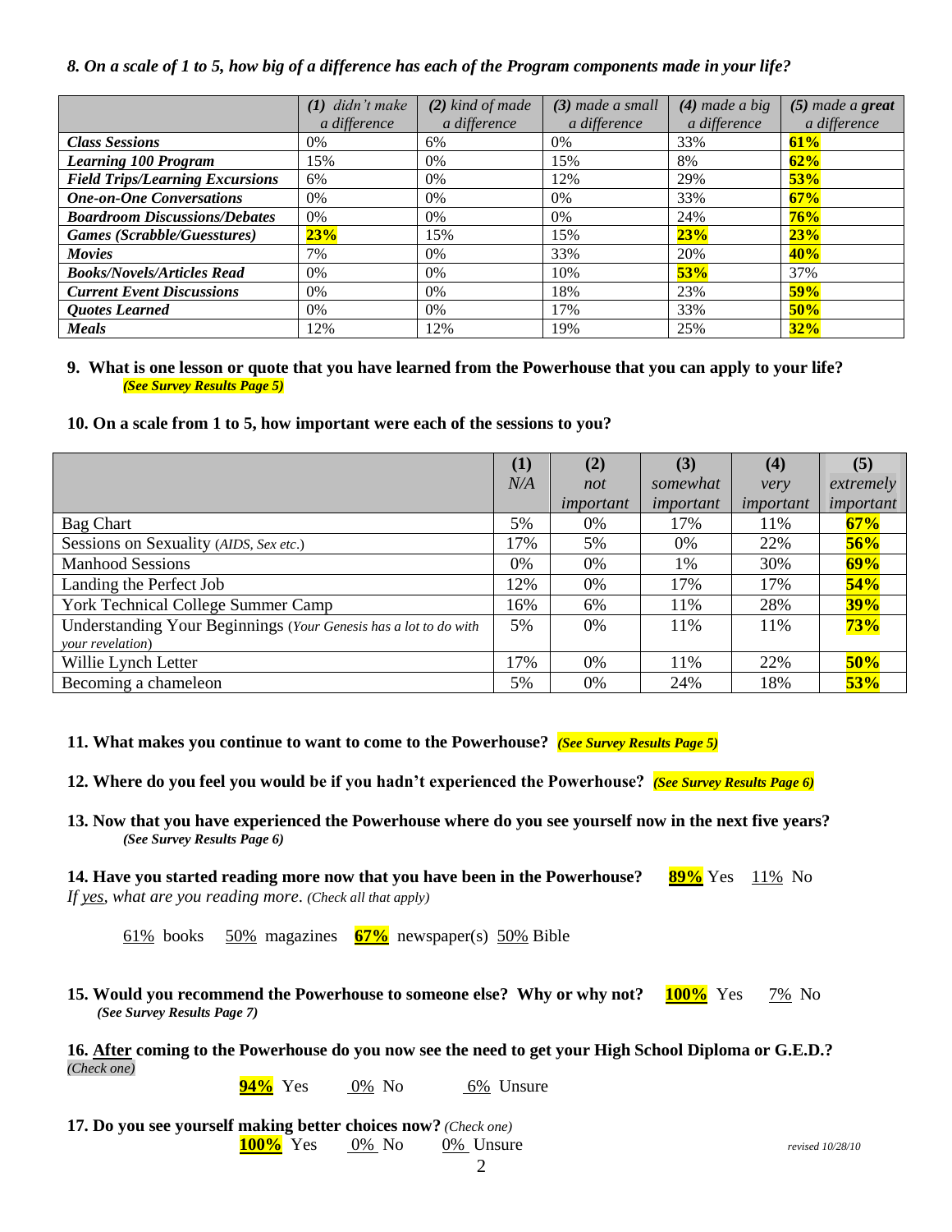*8. On a scale of 1 to 5, how big of a difference has each of the Program components made in your life?*

| | *(1) didn't make a difference* | *(2) kind of made a difference* | *(3) made a small a difference* | *(4) made a big a difference* | *(5) made a **great** a difference* |
|---|---|---|---|---|---|
| ***Class Sessions*** | 0% | 6% | 0% | 33% | **61%** |
| ***Learning 100 Program*** | 15% | 0% | 15% | 8% | **62%** |
| ***Field Trips/Learning Excursions*** | 6% | 0% | 12% | 29% | **53%** |
| ***One-on-One Conversations*** | 0% | 0% | 0% | 33% | **67%** |
| ***Boardroom Discussions/Debates*** | 0% | 0% | 0% | 24% | **76%** |
| ***Games (Scrabble/Guesstures)*** | **23%** | 15% | 15% | **23%** | **23%** |
| ***Movies*** | 7% | 0% | 33% | 20% | **40%** |
| ***Books/Novels/Articles Read*** | 0% | 0% | 10% | **53%** | 37% |
| ***Current Event Discussions*** | 0% | 0% | 18% | 23% | **59%** |
| ***Quotes Learned*** | 0% | 0% | 17% | 33% | **50%** |
| ***Meals*** | 12% | 12% | 19% | 25% | **32%** |

**9. What is one lesson or quote that you have learned from the Powerhouse that you can apply to your life?** ***(See Survey Results Page 5)***

**10. On a scale from 1 to 5, how important were each of the sessions to you?**

| | **(1)** *N/A* | **(2)** *not important* | **(3)** *somewhat important* | **(4)** *very important* | **(5)** *extremely important* |
|---|---|---|---|---|---|
| Bag Chart | 5% | 0% | 17% | 11% | **67%** |
| Sessions on Sexuality (*AIDS, Sex etc.*) | 17% | 5% | 0% | 22% | **56%** |
| Manhood Sessions | 0% | 0% | 1% | 30% | **69%** |
| Landing the Perfect Job | 12% | 0% | 17% | 17% | **54%** |
| York Technical College Summer Camp | 16% | 6% | 11% | 28% | **39%** |
| Understanding Your Beginnings (*Your Genesis has a lot to do with your revelation*) | 5% | 0% | 11% | 11% | **73%** |
| Willie Lynch Letter | 17% | 0% | 11% | 22% | **50%** |
| Becoming a chameleon | 5% | 0% | 24% | 18% | **53%** |

**11. What makes you continue to want to come to the Powerhouse?** ***(See Survey Results Page 5)***

**12. Where do you feel you would be if you hadn't experienced the Powerhouse?** ***(See Survey Results Page 6)***

**13. Now that you have experienced the Powerhouse where do you see yourself now in the next five years?** ***(See Survey Results Page 6)***

**14. Have you started reading more now that you have been in the Powerhouse?** **89%** Yes 11% No

*If yes, what are you reading more. (Check all that apply)*

61% books 50% magazines **67%** newspaper(s) 50% Bible

**15. Would you recommend the Powerhouse to someone else? Why or why not?** **100%** Yes 7% No
***(See Survey Results Page 7)***

**16. After coming to the Powerhouse do you now see the need to get your High School Diploma or G.E.D.?** *(Check one)*

**94%** Yes 0% No 6% Unsure

**17. Do you see yourself making better choices now?** *(Check one)*

**100%** Yes 0% No 0% Unsure

*revised 10/28/10*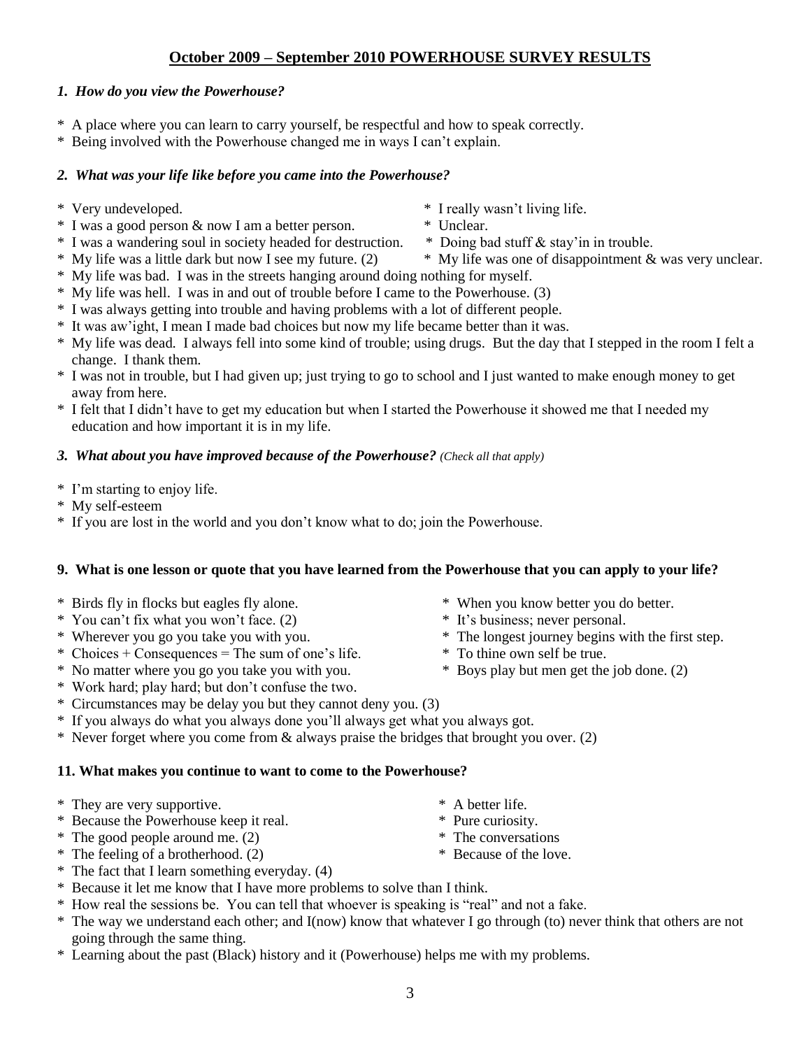## October 2009 – September 2010 POWERHOUSE SURVEY RESULTS

### *1. How do you view the Powerhouse?*

* A place where you can learn to carry yourself, be respectful and how to speak correctly.
* Being involved with the Powerhouse changed me in ways I can't explain.

### *2. What was your life like before you came into the Powerhouse?*

* Very undeveloped.
* I was a good person & now I am a better person.
* I was a wandering soul in society headed for destruction.
* My life was a little dark but now I see my future. (2)
* I really wasn't living life.
* Unclear.
* Doing bad stuff & stay'in in trouble.
* My life was one of disappointment & was very unclear.
* My life was bad. I was in the streets hanging around doing nothing for myself.
* My life was hell. I was in and out of trouble before I came to the Powerhouse. (3)
* I was always getting into trouble and having problems with a lot of different people.
* It was aw'ight, I mean I made bad choices but now my life became better than it was.
* My life was dead. I always fell into some kind of trouble; using drugs. But the day that I stepped in the room I felt a change. I thank them.
* I was not in trouble, but I had given up; just trying to go to school and I just wanted to make enough money to get away from here.
* I felt that I didn't have to get my education but when I started the Powerhouse it showed me that I needed my education and how important it is in my life.

### *3. What about you have improved because of the Powerhouse? (Check all that apply)*

* I'm starting to enjoy life.
* My self-esteem
* If you are lost in the world and you don't know what to do; join the Powerhouse.

### 9. What is one lesson or quote that you have learned from the Powerhouse that you can apply to your life?

* Birds fly in flocks but eagles fly alone.
* You can't fix what you won't face. (2)
* Wherever you go you take you with you.
* Choices + Consequences = The sum of one's life.
* No matter where you go you take you with you.
* When you know better you do better.
* It's business; never personal.
* The longest journey begins with the first step.
* To thine own self be true.
* Boys play but men get the job done. (2)
* Work hard; play hard; but don't confuse the two.
* Circumstances may be delay you but they cannot deny you. (3)
* If you always do what you always done you'll always get what you always got.
* Never forget where you come from & always praise the bridges that brought you over. (2)

### 11. What makes you continue to want to come to the Powerhouse?

* They are very supportive.
* Because the Powerhouse keep it real.
* The good people around me. (2)
* The feeling of a brotherhood. (2)
* A better life.
* Pure curiosity.
* The conversations
* Because of the love.
* The fact that I learn something everyday. (4)
* Because it let me know that I have more problems to solve than I think.
* How real the sessions be. You can tell that whoever is speaking is "real" and not a fake.
* The way we understand each other; and I(now) know that whatever I go through (to) never think that others are not going through the same thing.
* Learning about the past (Black) history and it (Powerhouse) helps me with my problems.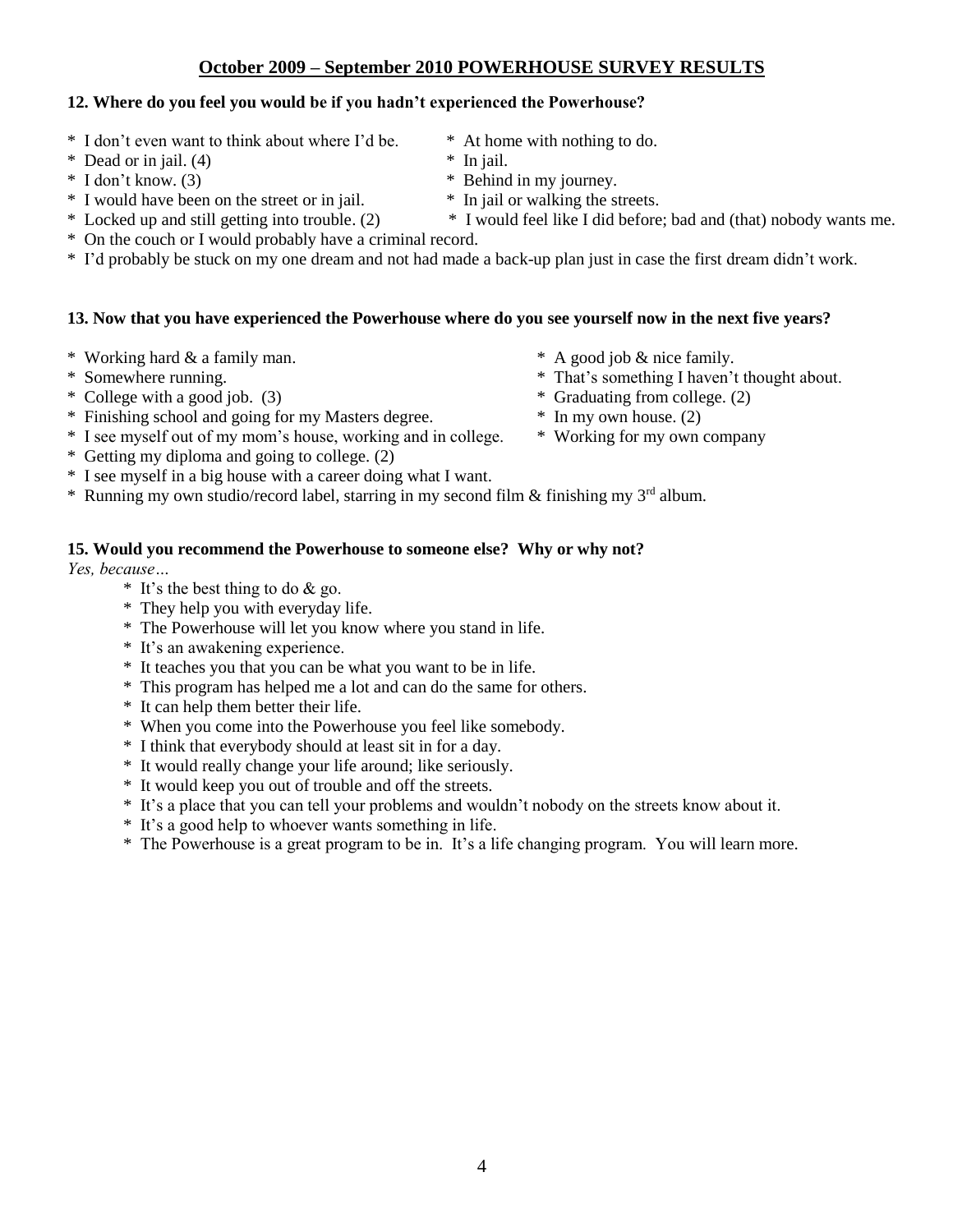# October 2009 – September 2010 POWERHOUSE SURVEY RESULTS

**12. Where do you feel you would be if you hadn't experienced the Powerhouse?**

* I don't even want to think about where I'd be.
* Dead or in jail. (4)
* I don't know. (3)
* I would have been on the street or in jail.
* Locked up and still getting into trouble. (2)
* On the couch or I would probably have a criminal record.
* I'd probably be stuck on my one dream and not had made a back-up plan just in case the first dream didn't work.
* At home with nothing to do.
* In jail.
* Behind in my journey.
* In jail or walking the streets.
* I would feel like I did before; bad and (that) nobody wants me.

**13. Now that you have experienced the Powerhouse where do you see yourself now in the next five years?**

* Working hard & a family man.
* Somewhere running.
* College with a good job. (3)
* Finishing school and going for my Masters degree.
* I see myself out of my mom's house, working and in college.
* Getting my diploma and going to college. (2)
* I see myself in a big house with a career doing what I want.
* Running my own studio/record label, starring in my second film & finishing my 3rd album.
* A good job & nice family.
* That's something I haven't thought about.
* Graduating from college. (2)
* In my own house. (2)
* Working for my own company

**15. Would you recommend the Powerhouse to someone else? Why or why not?**

*Yes, because…*

* It's the best thing to do & go.
* They help you with everyday life.
* The Powerhouse will let you know where you stand in life.
* It's an awakening experience.
* It teaches you that you can be what you want to be in life.
* This program has helped me a lot and can do the same for others.
* It can help them better their life.
* When you come into the Powerhouse you feel like somebody.
* I think that everybody should at least sit in for a day.
* It would really change your life around; like seriously.
* It would keep you out of trouble and off the streets.
* It's a place that you can tell your problems and wouldn't nobody on the streets know about it.
* It's a good help to whoever wants something in life.
* The Powerhouse is a great program to be in. It's a life changing program. You will learn more.